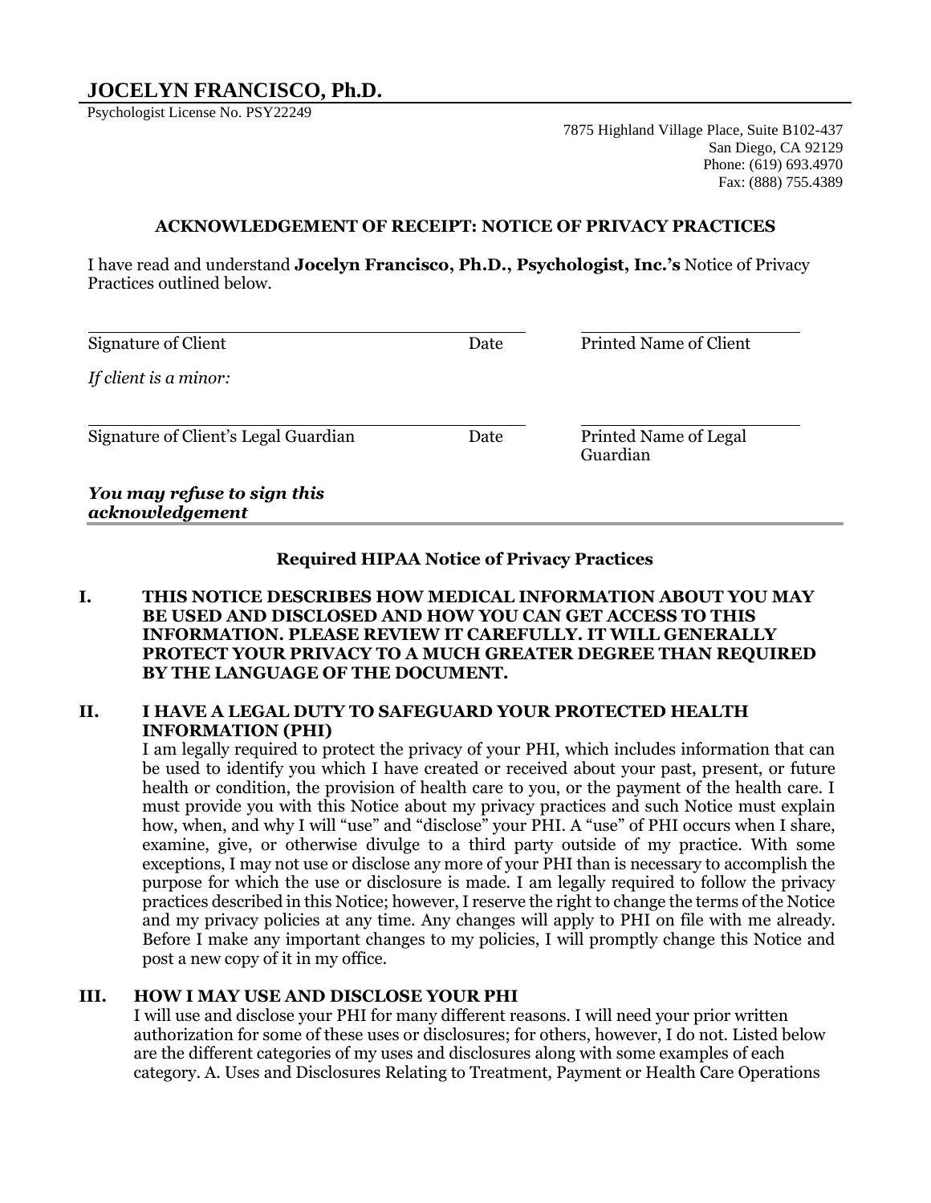# JOCELYN FRANCISCO, Ph.D.

Psychologist License No. PSY22249

7875 Highland Village Place, Suite B102-437
San Diego, CA 92129
Phone: (619) 693.4970
Fax: (888) 755.4389

## ACKNOWLEDGEMENT OF RECEIPT: NOTICE OF PRIVACY PRACTICES

I have read and understand **Jocelyn Francisco, Ph.D., Psychologist, Inc.'s** Notice of Privacy Practices outlined below.

| Signature of Client | Date | Printed Name of Client |
|---|---|---|

*If client is a minor:*

| Signature of Client's Legal Guardian | Date | Printed Name of Legal Guardian |
|---|---|---|

***You may refuse to sign this acknowledgement***

---

## Required HIPAA Notice of Privacy Practices

**I. THIS NOTICE DESCRIBES HOW MEDICAL INFORMATION ABOUT YOU MAY BE USED AND DISCLOSED AND HOW YOU CAN GET ACCESS TO THIS INFORMATION. PLEASE REVIEW IT CAREFULLY. IT WILL GENERALLY PROTECT YOUR PRIVACY TO A MUCH GREATER DEGREE THAN REQUIRED BY THE LANGUAGE OF THE DOCUMENT.**

**II. I HAVE A LEGAL DUTY TO SAFEGUARD YOUR PROTECTED HEALTH INFORMATION (PHI)**

I am legally required to protect the privacy of your PHI, which includes information that can be used to identify you which I have created or received about your past, present, or future health or condition, the provision of health care to you, or the payment of the health care. I must provide you with this Notice about my privacy practices and such Notice must explain how, when, and why I will "use" and "disclose" your PHI. A "use" of PHI occurs when I share, examine, give, or otherwise divulge to a third party outside of my practice. With some exceptions, I may not use or disclose any more of your PHI than is necessary to accomplish the purpose for which the use or disclosure is made. I am legally required to follow the privacy practices described in this Notice; however, I reserve the right to change the terms of the Notice and my privacy policies at any time. Any changes will apply to PHI on file with me already. Before I make any important changes to my policies, I will promptly change this Notice and post a new copy of it in my office.

**III. HOW I MAY USE AND DISCLOSE YOUR PHI**

I will use and disclose your PHI for many different reasons. I will need your prior written authorization for some of these uses or disclosures; for others, however, I do not. Listed below are the different categories of my uses and disclosures along with some examples of each category. A. Uses and Disclosures Relating to Treatment, Payment or Health Care Operations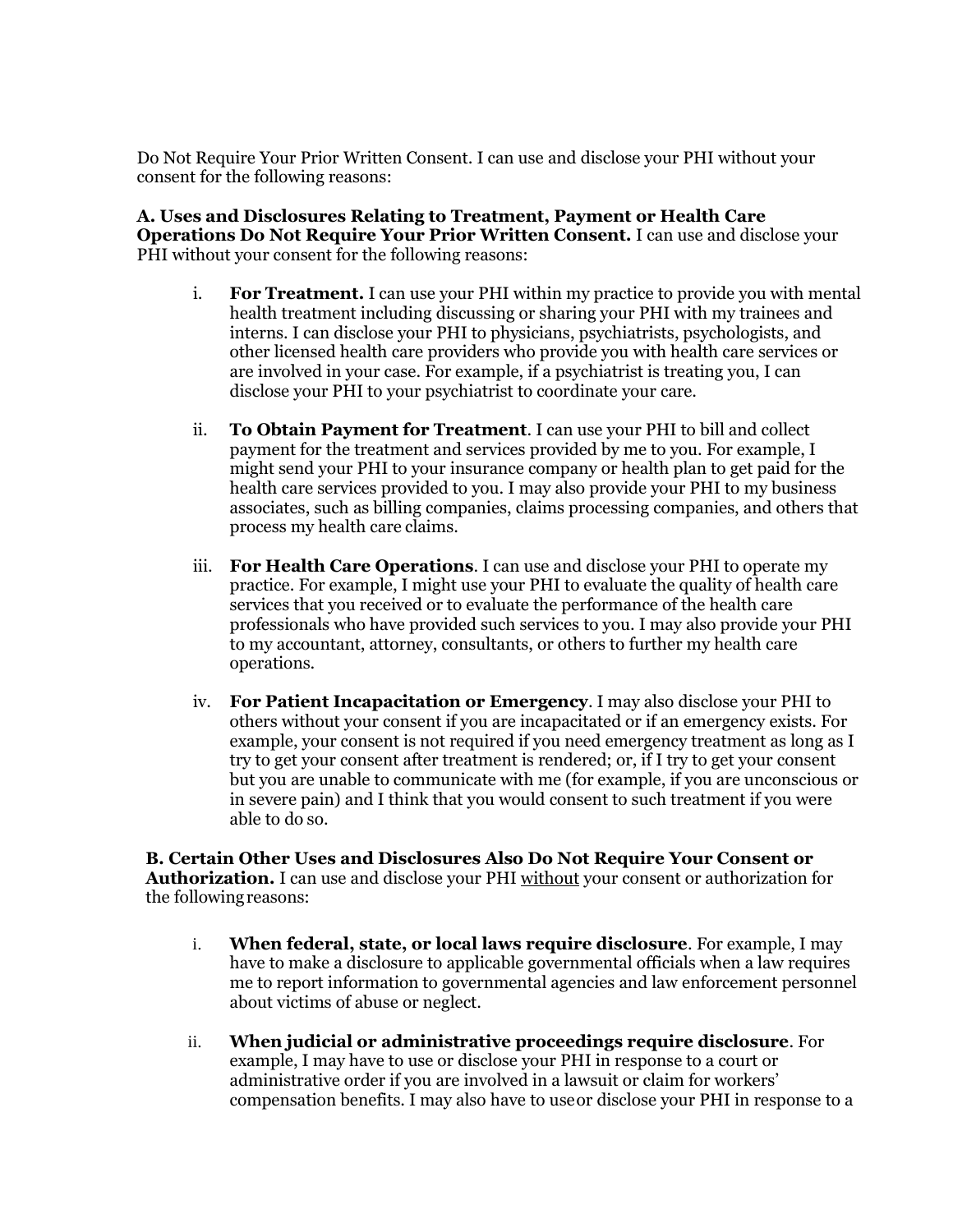Do Not Require Your Prior Written Consent. I can use and disclose your PHI without your consent for the following reasons:

**A. Uses and Disclosures Relating to Treatment, Payment or Health Care Operations Do Not Require Your Prior Written Consent.** I can use and disclose your PHI without your consent for the following reasons:

i. **For Treatment.** I can use your PHI within my practice to provide you with mental health treatment including discussing or sharing your PHI with my trainees and interns. I can disclose your PHI to physicians, psychiatrists, psychologists, and other licensed health care providers who provide you with health care services or are involved in your case. For example, if a psychiatrist is treating you, I can disclose your PHI to your psychiatrist to coordinate your care.

ii. **To Obtain Payment for Treatment**. I can use your PHI to bill and collect payment for the treatment and services provided by me to you. For example, I might send your PHI to your insurance company or health plan to get paid for the health care services provided to you. I may also provide your PHI to my business associates, such as billing companies, claims processing companies, and others that process my health care claims.

iii. **For Health Care Operations**. I can use and disclose your PHI to operate my practice. For example, I might use your PHI to evaluate the quality of health care services that you received or to evaluate the performance of the health care professionals who have provided such services to you. I may also provide your PHI to my accountant, attorney, consultants, or others to further my health care operations.

iv. **For Patient Incapacitation or Emergency**. I may also disclose your PHI to others without your consent if you are incapacitated or if an emergency exists. For example, your consent is not required if you need emergency treatment as long as I try to get your consent after treatment is rendered; or, if I try to get your consent but you are unable to communicate with me (for example, if you are unconscious or in severe pain) and I think that you would consent to such treatment if you were able to do so.

**B. Certain Other Uses and Disclosures Also Do Not Require Your Consent or Authorization.** I can use and disclose your PHI <u>without</u> your consent or authorization for the following reasons:

i. **When federal, state, or local laws require disclosure**. For example, I may have to make a disclosure to applicable governmental officials when a law requires me to report information to governmental agencies and law enforcement personnel about victims of abuse or neglect.

ii. **When judicial or administrative proceedings require disclosure**. For example, I may have to use or disclose your PHI in response to a court or administrative order if you are involved in a lawsuit or claim for workers' compensation benefits. I may also have to use or disclose your PHI in response to a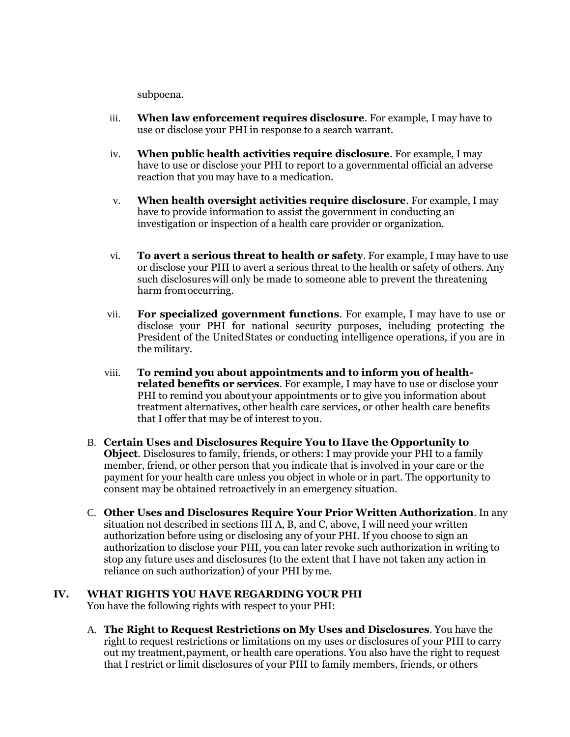subpoena.

iii. **When law enforcement requires disclosure**. For example, I may have to use or disclose your PHI in response to a search warrant.

iv. **When public health activities require disclosure**. For example, I may have to use or disclose your PHI to report to a governmental official an adverse reaction that you may have to a medication.

v. **When health oversight activities require disclosure**. For example, I may have to provide information to assist the government in conducting an investigation or inspection of a health care provider or organization.

vi. **To avert a serious threat to health or safety**. For example, I may have to use or disclose your PHI to avert a serious threat to the health or safety of others. Any such disclosures will only be made to someone able to prevent the threatening harm from occurring.

vii. **For specialized government functions**. For example, I may have to use or disclose your PHI for national security purposes, including protecting the President of the United States or conducting intelligence operations, if you are in the military.

viii. **To remind you about appointments and to inform you of health-related benefits or services**. For example, I may have to use or disclose your PHI to remind you about your appointments or to give you information about treatment alternatives, other health care services, or other health care benefits that I offer that may be of interest to you.

B. **Certain Uses and Disclosures Require You to Have the Opportunity to Object**. Disclosures to family, friends, or others: I may provide your PHI to a family member, friend, or other person that you indicate that is involved in your care or the payment for your health care unless you object in whole or in part. The opportunity to consent may be obtained retroactively in an emergency situation.

C. **Other Uses and Disclosures Require Your Prior Written Authorization**. In any situation not described in sections III A, B, and C, above, I will need your written authorization before using or disclosing any of your PHI. If you choose to sign an authorization to disclose your PHI, you can later revoke such authorization in writing to stop any future uses and disclosures (to the extent that I have not taken any action in reliance on such authorization) of your PHI by me.

## IV. WHAT RIGHTS YOU HAVE REGARDING YOUR PHI

You have the following rights with respect to your PHI:

A. **The Right to Request Restrictions on My Uses and Disclosures**. You have the right to request restrictions or limitations on my uses or disclosures of your PHI to carry out my treatment, payment, or health care operations. You also have the right to request that I restrict or limit disclosures of your PHI to family members, friends, or others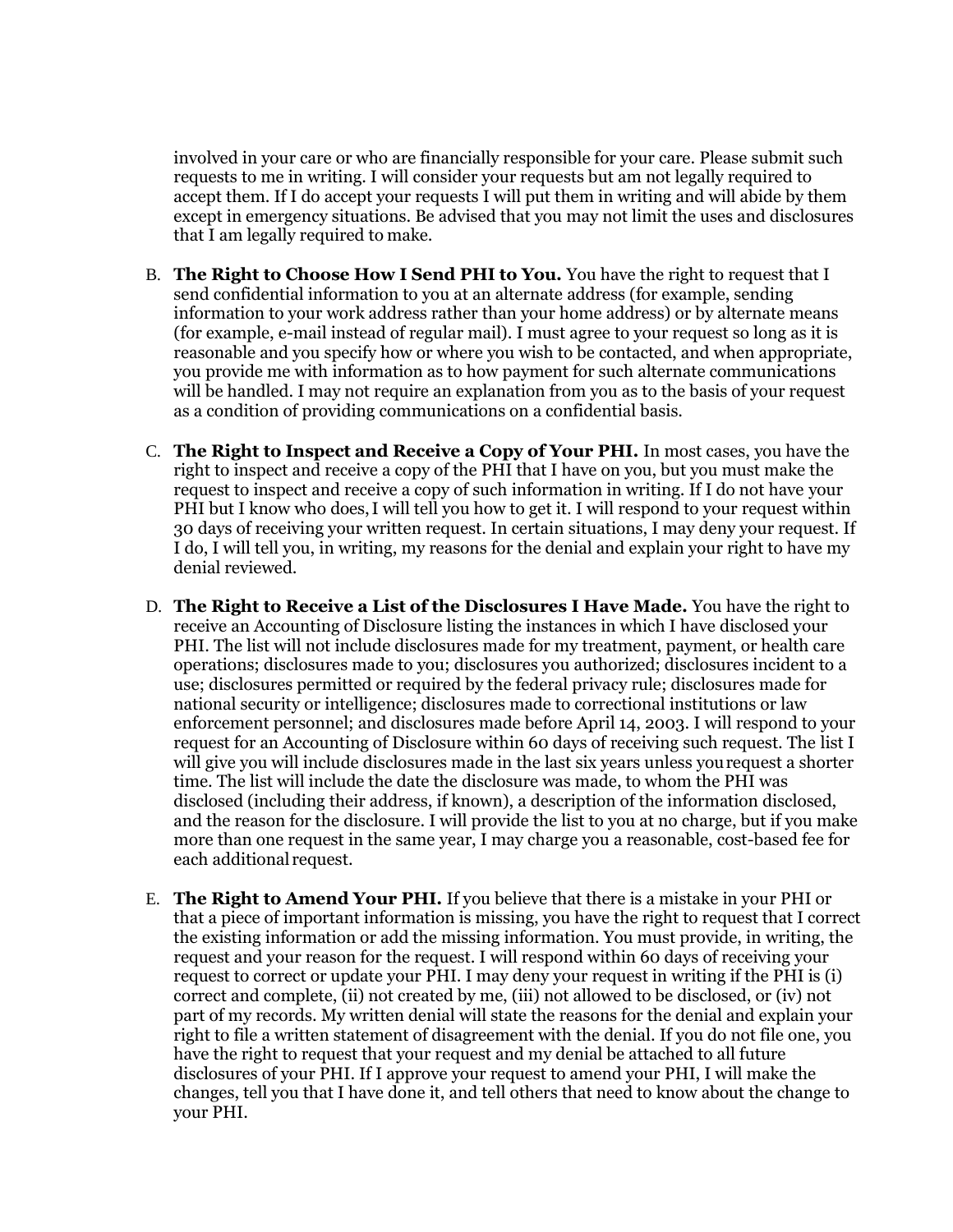involved in your care or who are financially responsible for your care. Please submit such requests to me in writing. I will consider your requests but am not legally required to accept them. If I do accept your requests I will put them in writing and will abide by them except in emergency situations. Be advised that you may not limit the uses and disclosures that I am legally required to make.

B. **The Right to Choose How I Send PHI to You.** You have the right to request that I send confidential information to you at an alternate address (for example, sending information to your work address rather than your home address) or by alternate means (for example, e-mail instead of regular mail). I must agree to your request so long as it is reasonable and you specify how or where you wish to be contacted, and when appropriate, you provide me with information as to how payment for such alternate communications will be handled. I may not require an explanation from you as to the basis of your request as a condition of providing communications on a confidential basis.

C. **The Right to Inspect and Receive a Copy of Your PHI.** In most cases, you have the right to inspect and receive a copy of the PHI that I have on you, but you must make the request to inspect and receive a copy of such information in writing. If I do not have your PHI but I know who does, I will tell you how to get it. I will respond to your request within 30 days of receiving your written request. In certain situations, I may deny your request. If I do, I will tell you, in writing, my reasons for the denial and explain your right to have my denial reviewed.

D. **The Right to Receive a List of the Disclosures I Have Made.** You have the right to receive an Accounting of Disclosure listing the instances in which I have disclosed your PHI. The list will not include disclosures made for my treatment, payment, or health care operations; disclosures made to you; disclosures you authorized; disclosures incident to a use; disclosures permitted or required by the federal privacy rule; disclosures made for national security or intelligence; disclosures made to correctional institutions or law enforcement personnel; and disclosures made before April 14, 2003. I will respond to your request for an Accounting of Disclosure within 60 days of receiving such request. The list I will give you will include disclosures made in the last six years unless you request a shorter time. The list will include the date the disclosure was made, to whom the PHI was disclosed (including their address, if known), a description of the information disclosed, and the reason for the disclosure. I will provide the list to you at no charge, but if you make more than one request in the same year, I may charge you a reasonable, cost-based fee for each additional request.

E. **The Right to Amend Your PHI.** If you believe that there is a mistake in your PHI or that a piece of important information is missing, you have the right to request that I correct the existing information or add the missing information. You must provide, in writing, the request and your reason for the request. I will respond within 60 days of receiving your request to correct or update your PHI. I may deny your request in writing if the PHI is (i) correct and complete, (ii) not created by me, (iii) not allowed to be disclosed, or (iv) not part of my records. My written denial will state the reasons for the denial and explain your right to file a written statement of disagreement with the denial. If you do not file one, you have the right to request that your request and my denial be attached to all future disclosures of your PHI. If I approve your request to amend your PHI, I will make the changes, tell you that I have done it, and tell others that need to know about the change to your PHI.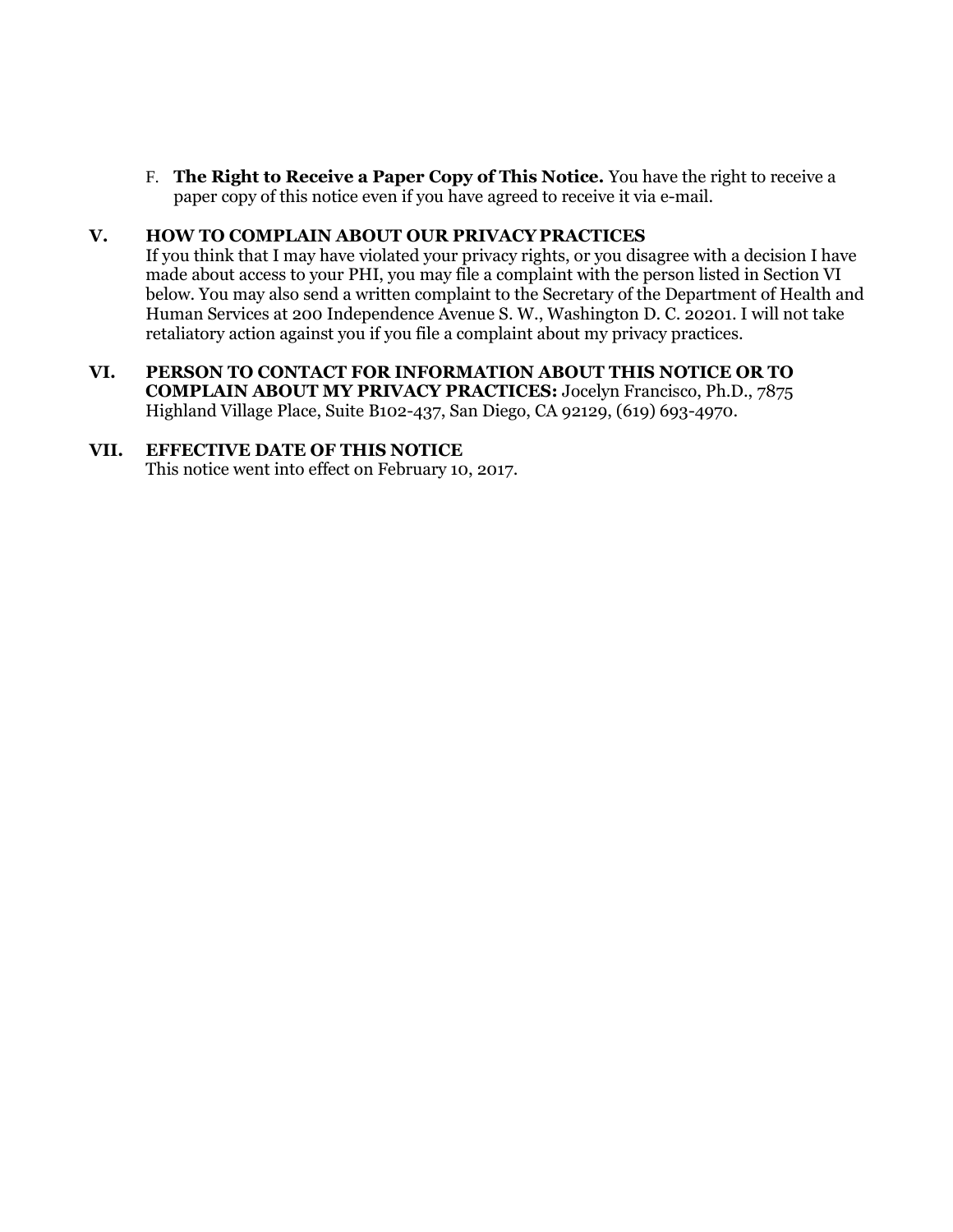F. **The Right to Receive a Paper Copy of This Notice.** You have the right to receive a paper copy of this notice even if you have agreed to receive it via e-mail.

## V. HOW TO COMPLAIN ABOUT OUR PRIVACY PRACTICES

If you think that I may have violated your privacy rights, or you disagree with a decision I have made about access to your PHI, you may file a complaint with the person listed in Section VI below. You may also send a written complaint to the Secretary of the Department of Health and Human Services at 200 Independence Avenue S. W., Washington D. C. 20201. I will not take retaliatory action against you if you file a complaint about my privacy practices.

## VI. PERSON TO CONTACT FOR INFORMATION ABOUT THIS NOTICE OR TO COMPLAIN ABOUT MY PRIVACY PRACTICES:

Jocelyn Francisco, Ph.D., 7875 Highland Village Place, Suite B102-437, San Diego, CA 92129, (619) 693-4970.

## VII. EFFECTIVE DATE OF THIS NOTICE

This notice went into effect on February 10, 2017.